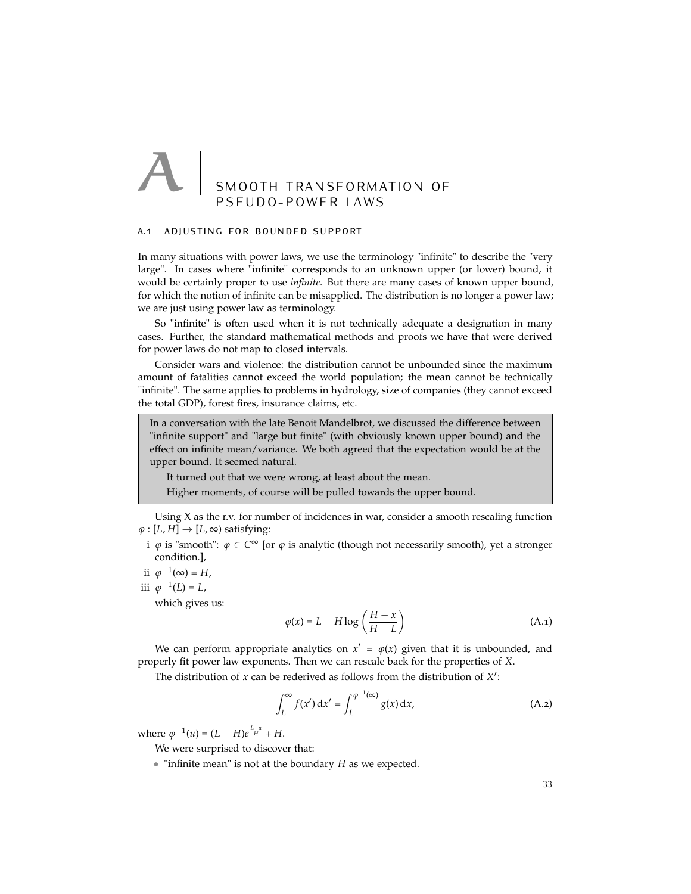# A SMOOTH TRANSFORMATION OF PSEUDO-POWER LAWS

## A.1 ADJUSTING FOR BOUNDED SUPPORT

In many situations with power laws, we use the terminology "infinite" to describe the "very large". In cases where "infinite" corresponds to an unknown upper (or lower) bound, it would be certainly proper to use *infinite*. But there are many cases of known upper bound, for which the notion of infinite can be misapplied. The distribution is no longer a power law; we are just using power law as terminology.

So "infinite" is often used when it is not technically adequate a designation in many cases. Further, the standard mathematical methods and proofs we have that were derived for power laws do not map to closed intervals.

Consider wars and violence: the distribution cannot be unbounded since the maximum amount of fatalities cannot exceed the world population; the mean cannot be technically "infinite". The same applies to problems in hydrology, size of companies (they cannot exceed the total GDP), forest fires, insurance claims, etc.

> In a conversation with the late Benoit Mandelbrot, we discussed the difference between "infinite support" and "large but finite" (with obviously known upper bound) and the effect on infinite mean/variance. We both agreed that the expectation would be at the upper bound. It seemed natural.
>
> It turned out that we were wrong, at least about the mean.
>
> Higher moments, of course will be pulled towards the upper bound.

Using X as the r.v. for number of incidences in war, consider a smooth rescaling function $\varphi : [L, H] \to [L, \infty)$ satisfying:

i $\varphi$ is "smooth": $\varphi \in C^{\infty}$ [or $\varphi$ is analytic (though not necessarily smooth), yet a stronger condition.],

ii $\varphi^{-1}(\infty) = H$,

iii $\varphi^{-1}(L) = L$,

which gives us:

$$\varphi(x) = L - H \log\left(\frac{H - x}{H - L}\right) \tag{A.1}$$

We can perform appropriate analytics on $x' = \varphi(x)$ given that it is unbounded, and properly fit power law exponents. Then we can rescale back for the properties of $X$.

The distribution of $x$ can be rederived as follows from the distribution of $X'$:

$$\int_L^{\infty} f(x')\,\mathrm{d}x' = \int_L^{\varphi^{-1}(\infty)} g(x)\,\mathrm{d}x, \tag{A.2}$$

where $\varphi^{-1}(u) = (L - H)e^{\frac{L-u}{H}} + H$.

We were surprised to discover that:

- "infinite mean" is not at the boundary $H$ as we expected.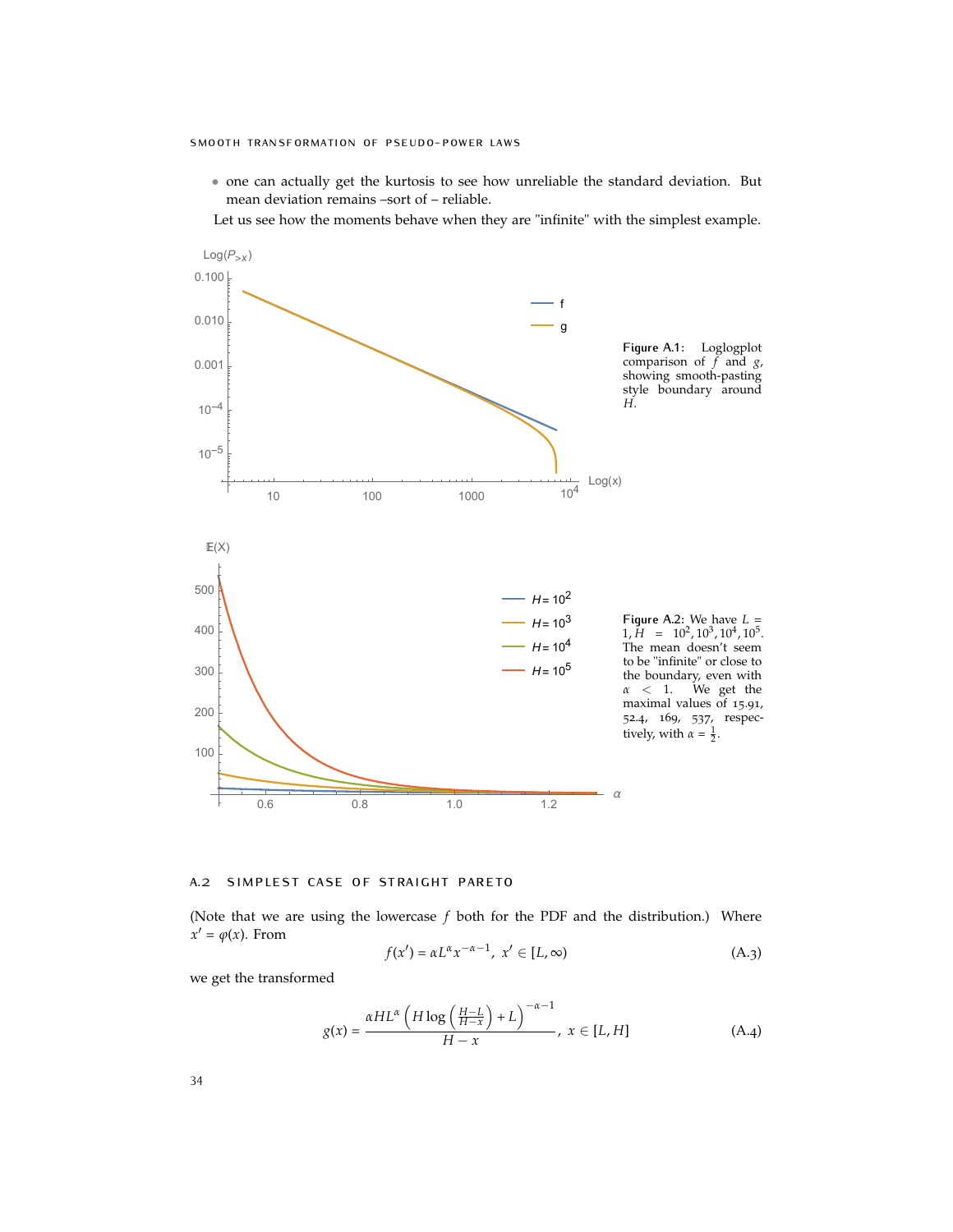- one can actually get the kurtosis to see how unreliable the standard deviation. But mean deviation remains –sort of – reliable.

Let us see how the moments behave when they are "infinite" with the simplest example.

**Figure A.1:** Loglogplot comparison of $f$ and $g$, showing smooth-pasting style boundary around $H$.

**Figure A.2:** We have $L = 1, H = 10^2, 10^3, 10^4, 10^5$. The mean doesn't seem to be "infinite" or close to the boundary, even with $\alpha < 1$. We get the maximal values of 15.91, 52.4, 169, 537, respectively, with $\alpha = \frac{1}{2}$.

## A.2 SIMPLEST CASE OF STRAIGHT PARETO

(Note that we are using the lowercase $f$ both for the PDF and the distribution.) Where $x' = \varphi(x)$. From

$$f(x') = \alpha L^{\alpha} x^{-\alpha-1}, \; x' \in [L, \infty) \tag{A.3}$$

we get the transformed

$$g(x) = \frac{\alpha H L^{\alpha} \left( H \log \left( \frac{H-L}{H-x} \right) + L \right)^{-\alpha-1}}{H - x}, \; x \in [L, H] \tag{A.4}$$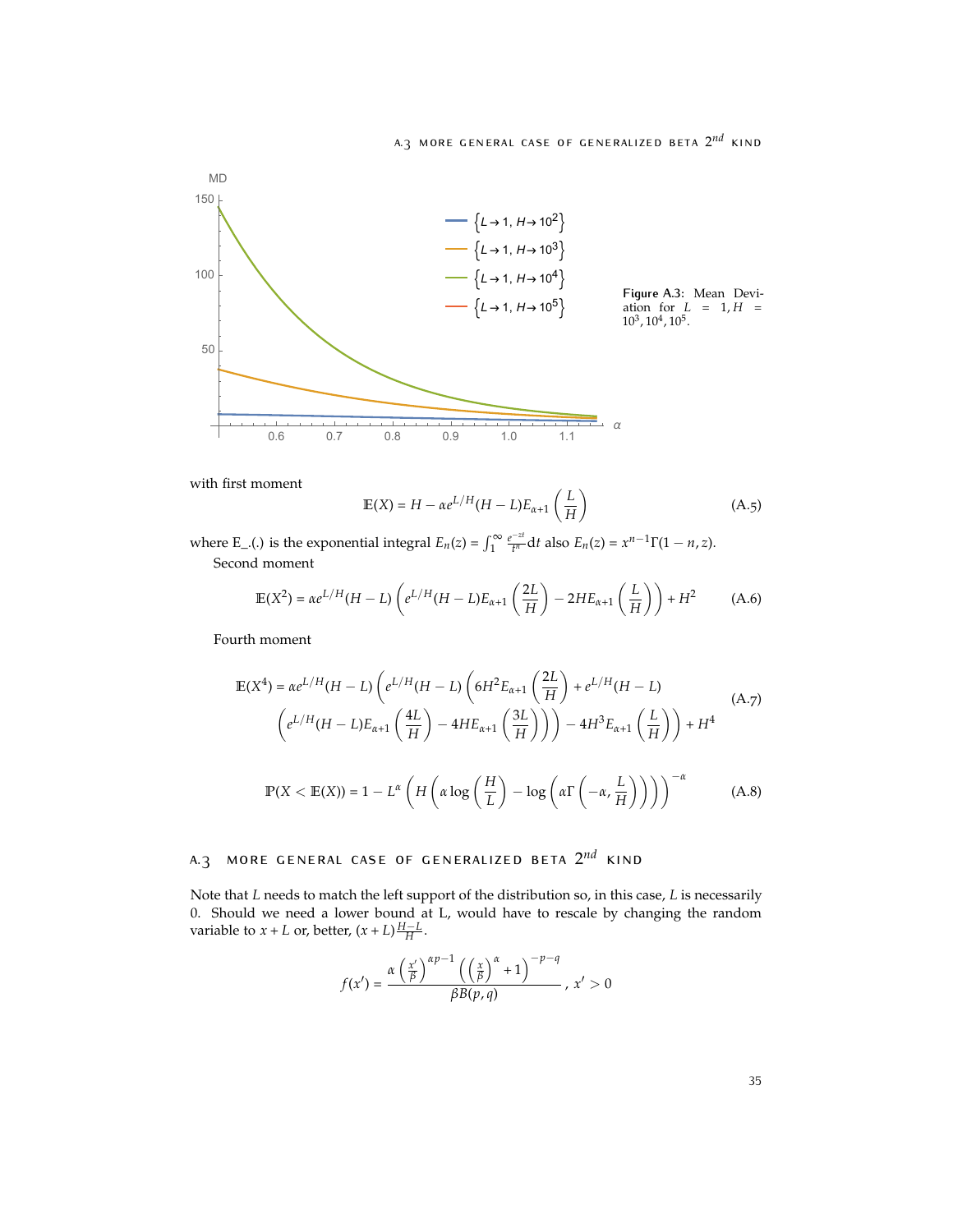Figure A.3: Mean Deviation for $L = 1, H = 10^3, 10^4, 10^5$.

with first moment

$$\mathbb{E}(X) = H - \alpha e^{L/H}(H-L)E_{\alpha+1}\left(\frac{L}{H}\right) \tag{A.5}$$

where E_.(.) is the exponential integral $E_n(z) = \int_1^\infty \frac{e^{-zt}}{t^n} \mathrm{d}t$ also $E_n(z) = x^{n-1}\Gamma(1-n, z)$.

Second moment

$$\mathbb{E}(X^2) = \alpha e^{L/H}(H-L)\left(e^{L/H}(H-L)E_{\alpha+1}\left(\frac{2L}{H}\right) - 2HE_{\alpha+1}\left(\frac{L}{H}\right)\right) + H^2 \tag{A.6}$$

Fourth moment

$$\begin{aligned}\mathbb{E}(X^4) = \alpha e^{L/H}(H-L)\Bigg(e^{L/H}(H-L)\Bigg(6H^2E_{\alpha+1}\left(\frac{2L}{H}\right) + e^{L/H}(H-L) \\ \left(e^{L/H}(H-L)E_{\alpha+1}\left(\frac{4L}{H}\right) - 4HE_{\alpha+1}\left(\frac{3L}{H}\right)\right)\Bigg) - 4H^3E_{\alpha+1}\left(\frac{L}{H}\right)\Bigg) + H^4\end{aligned} \tag{A.7}$$

$$\mathbb{P}(X < \mathbb{E}(X)) = 1 - L^\alpha\left(H\left(\alpha\log\left(\frac{H}{L}\right) - \log\left(\alpha\Gamma\left(-\alpha, \frac{L}{H}\right)\right)\right)\right)^{-\alpha} \tag{A.8}$$

## A.3 MORE GENERAL CASE OF GENERALIZED BETA $2^{nd}$ KIND

Note that $L$ needs to match the left support of the distribution so, in this case, $L$ is necessarily 0. Should we need a lower bound at L, would have to rescale by changing the random variable to $x + L$ or, better, $(x+L)\frac{H-L}{H}$.

$$f(x') = \frac{\alpha\left(\frac{x'}{\beta}\right)^{\alpha p-1}\left(\left(\frac{x}{\beta}\right)^\alpha + 1\right)^{-p-q}}{\beta B(p,q)},\ x' > 0$$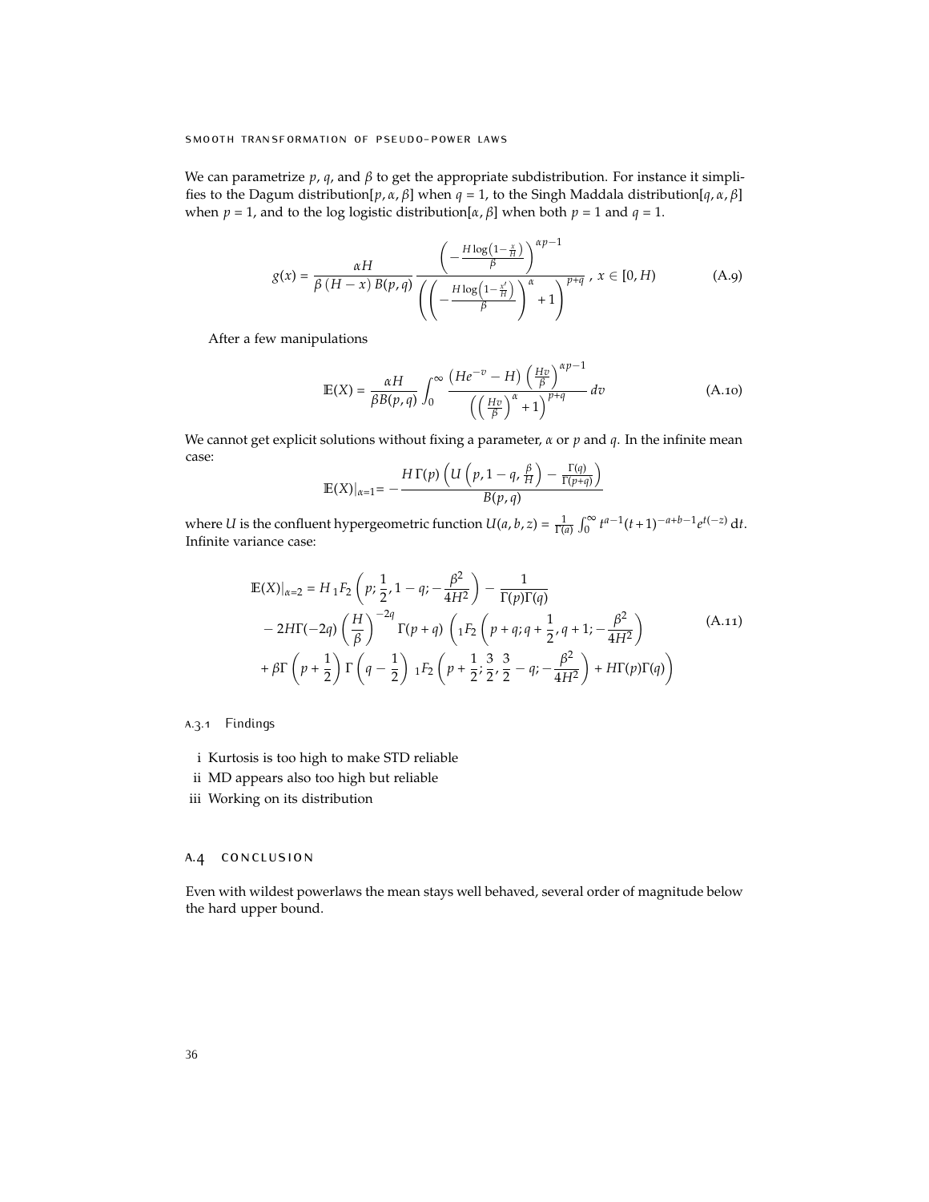We can parametrize $p$, $q$, and $\beta$ to get the appropriate subdistribution. For instance it simplifies to the Dagum distribution[$p, \alpha, \beta$] when $q = 1$, to the Singh Maddala distribution[$q, \alpha, \beta$] when $p = 1$, and to the log logistic distribution[$\alpha, \beta$] when both $p = 1$ and $q = 1$.

$$g(x) = \frac{\alpha H}{\beta\,(H-x)\,B(p,q)} \frac{\left(-\frac{H\log\left(1-\frac{x}{H}\right)}{\beta}\right)^{\alpha p-1}}{\left(\left(-\frac{H\log\left(1-\frac{x}{H}\right)}{\beta}\right)^{\alpha}+1\right)^{p+q}},\; x \in [0, H) \tag{A.9}$$

After a few manipulations

$$\mathbb{E}(X) = \frac{\alpha H}{\beta B(p,q)} \int_0^\infty \frac{\left(He^{-v}-H\right)\left(\frac{Hv}{\beta}\right)^{\alpha p-1}}{\left(\left(\frac{Hv}{\beta}\right)^{\alpha}+1\right)^{p+q}}\, dv \tag{A.10}$$

We cannot get explicit solutions without fixing a parameter, $\alpha$ or $p$ and $q$. In the infinite mean case:

$$\mathbb{E}(X)|_{\alpha=1} = -\frac{H\,\Gamma(p)\left(U\left(p, 1-q, \frac{\beta}{H}\right) - \frac{\Gamma(q)}{\Gamma(p+q)}\right)}{B(p,q)}$$

where $U$ is the confluent hypergeometric function $U(a,b,z) = \frac{1}{\Gamma(a)}\int_0^\infty t^{a-1}(t+1)^{-a+b-1}e^{t(-z)}\,dt$. Infinite variance case:

$$\begin{aligned}
\mathbb{E}(X)|_{\alpha=2} &= H\,{}_1F_2\left(p; \frac{1}{2}, 1-q; -\frac{\beta^2}{4H^2}\right) - \frac{1}{\Gamma(p)\Gamma(q)} \\
&\quad - 2H\Gamma(-2q)\left(\frac{H}{\beta}\right)^{-2q}\Gamma(p+q)\left({}_1F_2\left(p+q; q+\frac{1}{2}, q+1; -\frac{\beta^2}{4H^2}\right)\right. \\
&\quad \left. + \beta\Gamma\left(p+\frac{1}{2}\right)\Gamma\left(q-\frac{1}{2}\right)\,{}_1F_2\left(p+\frac{1}{2}; \frac{3}{2}, \frac{3}{2}-q; -\frac{\beta^2}{4H^2}\right) + H\Gamma(p)\Gamma(q)\right)
\end{aligned} \tag{A.11}$$

### A.3.1 Findings

i Kurtosis is too high to make STD reliable

ii MD appears also too high but reliable

iii Working on its distribution

## A.4 CONCLUSION

Even with wildest powerlaws the mean stays well behaved, several order of magnitude below the hard upper bound.